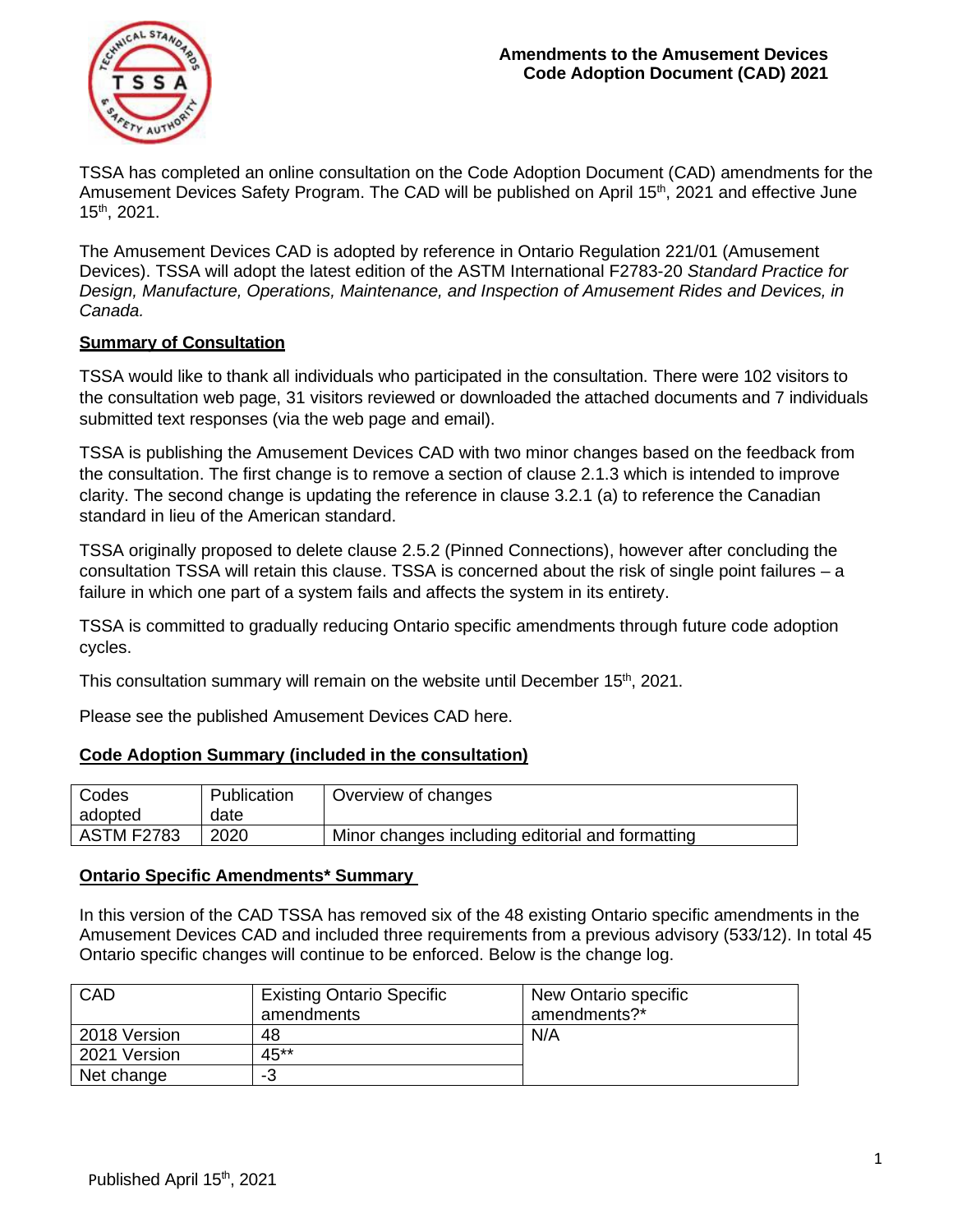# Amendments to the Amusement Devices Code Adoption Document (CAD) 2021

TSSA has completed an online consultation on the Code Adoption Document (CAD) amendments for the Amusement Devices Safety Program. The CAD will be published on April 15th, 2021 and effective June 15th, 2021.

The Amusement Devices CAD is adopted by reference in Ontario Regulation 221/01 (Amusement Devices). TSSA will adopt the latest edition of the ASTM International F2783-20 *Standard Practice for Design, Manufacture, Operations, Maintenance, and Inspection of Amusement Rides and Devices, in Canada.*

## Summary of Consultation

TSSA would like to thank all individuals who participated in the consultation. There were 102 visitors to the consultation web page, 31 visitors reviewed or downloaded the attached documents and 7 individuals submitted text responses (via the web page and email).

TSSA is publishing the Amusement Devices CAD with two minor changes based on the feedback from the consultation. The first change is to remove a section of clause 2.1.3 which is intended to improve clarity. The second change is updating the reference in clause 3.2.1 (a) to reference the Canadian standard in lieu of the American standard.

TSSA originally proposed to delete clause 2.5.2 (Pinned Connections), however after concluding the consultation TSSA will retain this clause. TSSA is concerned about the risk of single point failures – a failure in which one part of a system fails and affects the system in its entirety.

TSSA is committed to gradually reducing Ontario specific amendments through future code adoption cycles.

This consultation summary will remain on the website until December 15th, 2021.

Please see the published Amusement Devices CAD here.

## Code Adoption Summary (included in the consultation)

| Codes adopted | Publication date | Overview of changes |
|---|---|---|
| ASTM F2783 | 2020 | Minor changes including editorial and formatting |

## Ontario Specific Amendments* Summary

In this version of the CAD TSSA has removed six of the 48 existing Ontario specific amendments in the Amusement Devices CAD and included three requirements from a previous advisory (533/12). In total 45 Ontario specific changes will continue to be enforced. Below is the change log.

| CAD | Existing Ontario Specific amendments | New Ontario specific amendments?* |
|---|---|---|
| 2018 Version | 48 | N/A |
| 2021 Version | 45** | |
| Net change | -3 | |

Published April 15th, 2021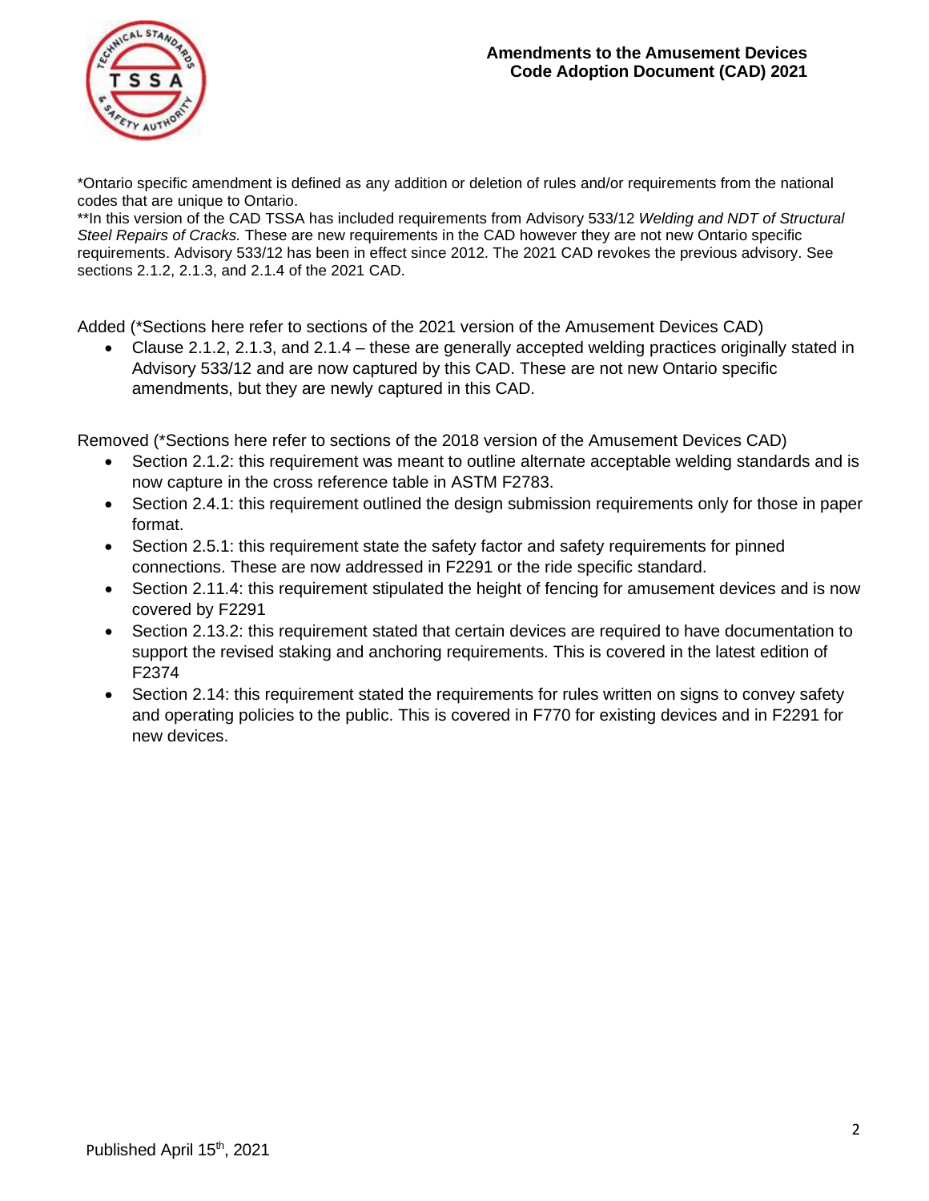*Ontario specific amendment is defined as any addition or deletion of rules and/or requirements from the national codes that are unique to Ontario.
**In this version of the CAD TSSA has included requirements from Advisory 533/12 *Welding and NDT of Structural Steel Repairs of Cracks.* These are new requirements in the CAD however they are not new Ontario specific requirements. Advisory 533/12 has been in effect since 2012. The 2021 CAD revokes the previous advisory. See sections 2.1.2, 2.1.3, and 2.1.4 of the 2021 CAD.

Added (*Sections here refer to sections of the 2021 version of the Amusement Devices CAD)

- Clause 2.1.2, 2.1.3, and 2.1.4 – these are generally accepted welding practices originally stated in Advisory 533/12 and are now captured by this CAD. These are not new Ontario specific amendments, but they are newly captured in this CAD.

Removed (*Sections here refer to sections of the 2018 version of the Amusement Devices CAD)

- Section 2.1.2: this requirement was meant to outline alternate acceptable welding standards and is now capture in the cross reference table in ASTM F2783.
- Section 2.4.1: this requirement outlined the design submission requirements only for those in paper format.
- Section 2.5.1: this requirement state the safety factor and safety requirements for pinned connections. These are now addressed in F2291 or the ride specific standard.
- Section 2.11.4: this requirement stipulated the height of fencing for amusement devices and is now covered by F2291
- Section 2.13.2: this requirement stated that certain devices are required to have documentation to support the revised staking and anchoring requirements. This is covered in the latest edition of F2374
- Section 2.14: this requirement stated the requirements for rules written on signs to convey safety and operating policies to the public. This is covered in F770 for existing devices and in F2291 for new devices.